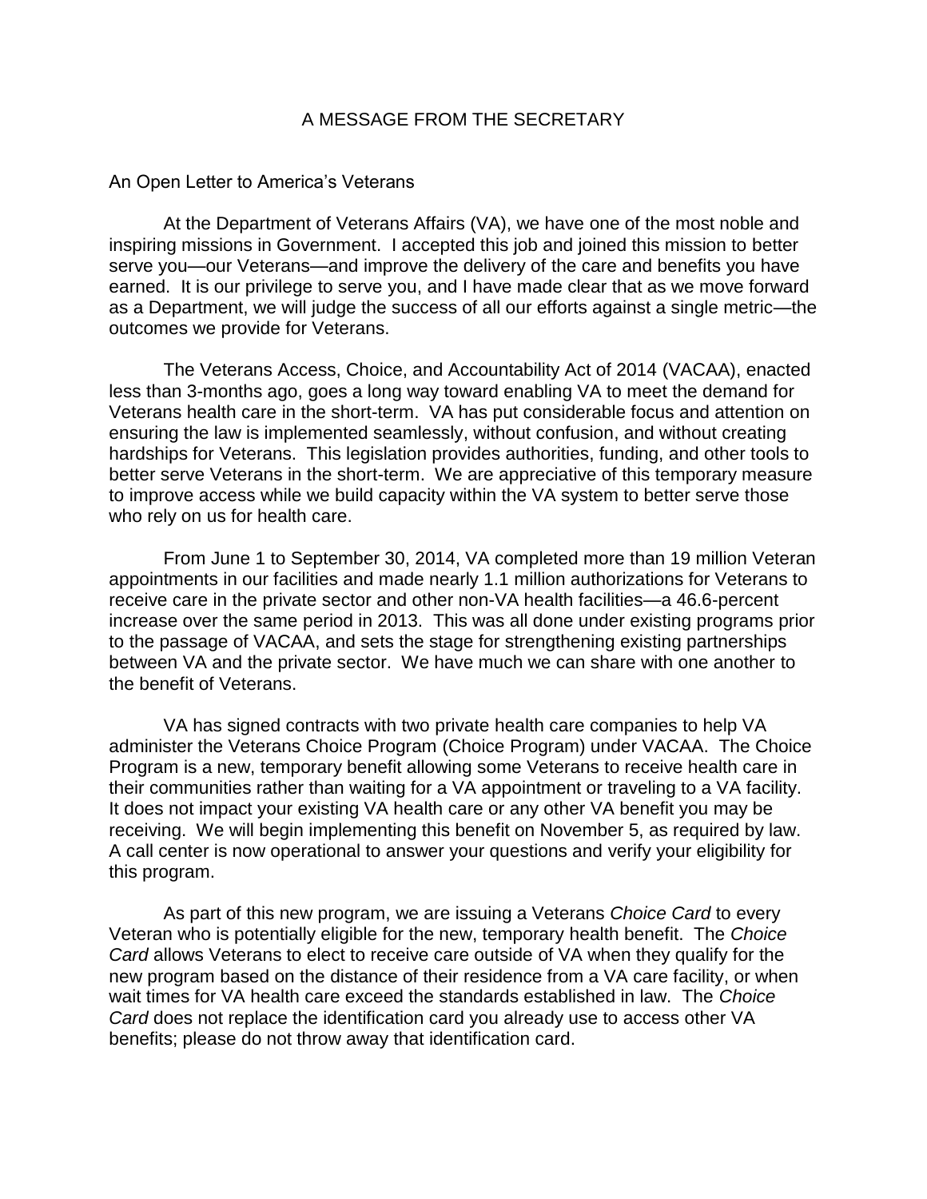# A MESSAGE FROM THE SECRETARY

An Open Letter to America's Veterans

At the Department of Veterans Affairs (VA), we have one of the most noble and inspiring missions in Government. I accepted this job and joined this mission to better serve you—our Veterans—and improve the delivery of the care and benefits you have earned. It is our privilege to serve you, and I have made clear that as we move forward as a Department, we will judge the success of all our efforts against a single metric—the outcomes we provide for Veterans.

The Veterans Access, Choice, and Accountability Act of 2014 (VACAA), enacted less than 3-months ago, goes a long way toward enabling VA to meet the demand for Veterans health care in the short-term. VA has put considerable focus and attention on ensuring the law is implemented seamlessly, without confusion, and without creating hardships for Veterans. This legislation provides authorities, funding, and other tools to better serve Veterans in the short-term. We are appreciative of this temporary measure to improve access while we build capacity within the VA system to better serve those who rely on us for health care.

From June 1 to September 30, 2014, VA completed more than 19 million Veteran appointments in our facilities and made nearly 1.1 million authorizations for Veterans to receive care in the private sector and other non-VA health facilities—a 46.6-percent increase over the same period in 2013. This was all done under existing programs prior to the passage of VACAA, and sets the stage for strengthening existing partnerships between VA and the private sector. We have much we can share with one another to the benefit of Veterans.

VA has signed contracts with two private health care companies to help VA administer the Veterans Choice Program (Choice Program) under VACAA. The Choice Program is a new, temporary benefit allowing some Veterans to receive health care in their communities rather than waiting for a VA appointment or traveling to a VA facility. It does not impact your existing VA health care or any other VA benefit you may be receiving. We will begin implementing this benefit on November 5, as required by law. A call center is now operational to answer your questions and verify your eligibility for this program.

As part of this new program, we are issuing a Veterans *Choice Card* to every Veteran who is potentially eligible for the new, temporary health benefit. The *Choice Card* allows Veterans to elect to receive care outside of VA when they qualify for the new program based on the distance of their residence from a VA care facility, or when wait times for VA health care exceed the standards established in law. The *Choice Card* does not replace the identification card you already use to access other VA benefits; please do not throw away that identification card.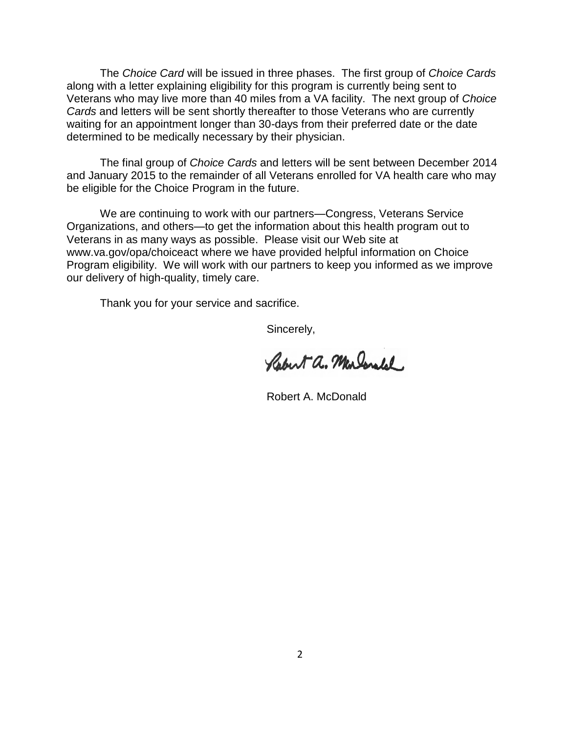The *Choice Card* will be issued in three phases. The first group of *Choice Cards* along with a letter explaining eligibility for this program is currently being sent to Veterans who may live more than 40 miles from a VA facility. The next group of *Choice Cards* and letters will be sent shortly thereafter to those Veterans who are currently waiting for an appointment longer than 30-days from their preferred date or the date determined to be medically necessary by their physician.

The final group of *Choice Cards* and letters will be sent between December 2014 and January 2015 to the remainder of all Veterans enrolled for VA health care who may be eligible for the Choice Program in the future.

We are continuing to work with our partners—Congress, Veterans Service Organizations, and others—to get the information about this health program out to Veterans in as many ways as possible. Please visit our Web site at www.va.gov/opa/choiceact where we have provided helpful information on Choice Program eligibility. We will work with our partners to keep you informed as we improve our delivery of high-quality, timely care.

Thank you for your service and sacrifice.

Sincerely,

Robert A. McDonald